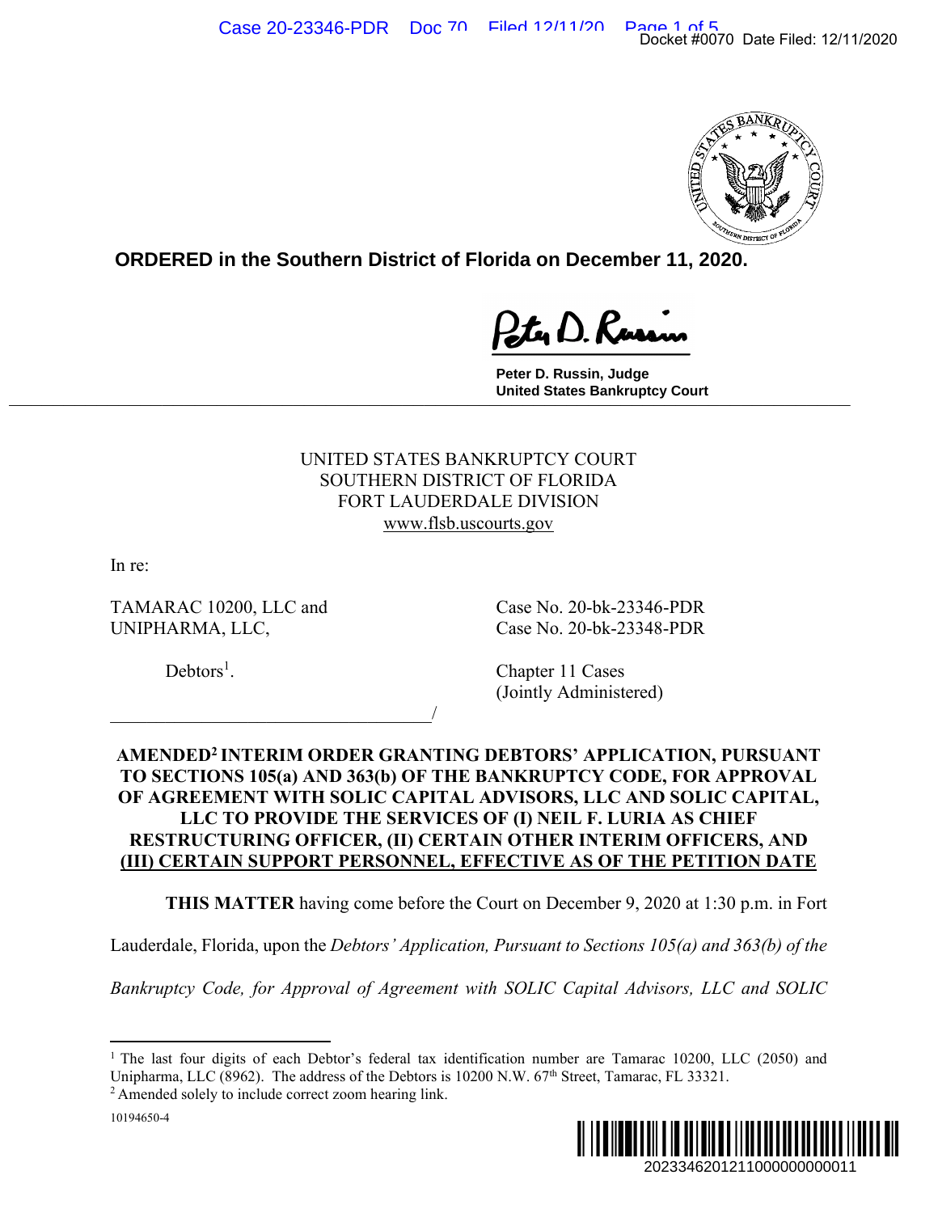**ORDERED in the Southern District of Florida on December 11, 2020.**

Peter D. Russin, Judge
United States Bankruptcy Court

UNITED STATES BANKRUPTCY COURT
SOUTHERN DISTRICT OF FLORIDA
FORT LAUDERDALE DIVISION
www.flsb.uscourts.gov

In re:

TAMARAC 10200, LLC and UNIPHARMA, LLC,

Debtors[1].

Case No. 20-bk-23346-PDR
Case No. 20-bk-23348-PDR

Chapter 11 Cases
(Jointly Administered)

_________________________________/

**AMENDED[2] INTERIM ORDER GRANTING DEBTORS' APPLICATION, PURSUANT TO SECTIONS 105(a) AND 363(b) OF THE BANKRUPTCY CODE, FOR APPROVAL OF AGREEMENT WITH SOLIC CAPITAL ADVISORS, LLC AND SOLIC CAPITAL, LLC TO PROVIDE THE SERVICES OF (I) NEIL F. LURIA AS CHIEF RESTRUCTURING OFFICER, (II) CERTAIN OTHER INTERIM OFFICERS, AND (III) CERTAIN SUPPORT PERSONNEL, EFFECTIVE AS OF THE PETITION DATE**

**THIS MATTER** having come before the Court on December 9, 2020 at 1:30 p.m. in Fort Lauderdale, Florida, upon the *Debtors' Application, Pursuant to Sections 105(a) and 363(b) of the Bankruptcy Code, for Approval of Agreement with SOLIC Capital Advisors, LLC and SOLIC*

---

[1] The last four digits of each Debtor's federal tax identification number are Tamarac 10200, LLC (2050) and Unipharma, LLC (8962). The address of the Debtors is 10200 N.W. 67th Street, Tamarac, FL 33321.

[2] Amended solely to include correct zoom hearing link.

10194650-4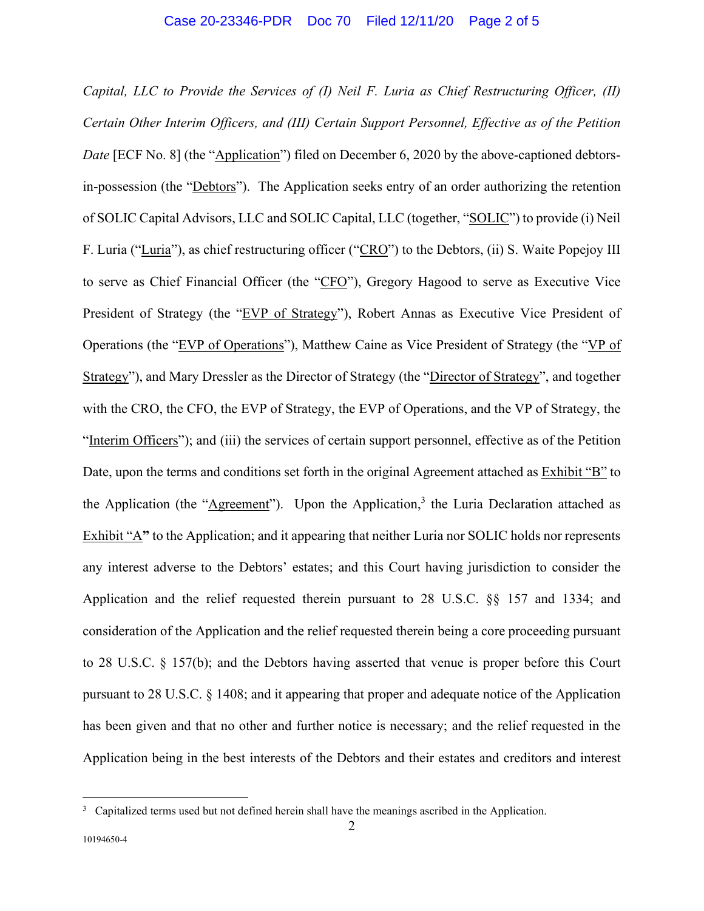*Capital, LLC to Provide the Services of (I) Neil F. Luria as Chief Restructuring Officer, (II) Certain Other Interim Officers, and (III) Certain Support Personnel, Effective as of the Petition Date* [ECF No. 8] (the "Application") filed on December 6, 2020 by the above-captioned debtors-in-possession (the "Debtors"). The Application seeks entry of an order authorizing the retention of SOLIC Capital Advisors, LLC and SOLIC Capital, LLC (together, "SOLIC") to provide (i) Neil F. Luria ("Luria"), as chief restructuring officer ("CRO") to the Debtors, (ii) S. Waite Popejoy III to serve as Chief Financial Officer (the "CFO"), Gregory Hagood to serve as Executive Vice President of Strategy (the "EVP of Strategy"), Robert Annas as Executive Vice President of Operations (the "EVP of Operations"), Matthew Caine as Vice President of Strategy (the "VP of Strategy"), and Mary Dressler as the Director of Strategy (the "Director of Strategy", and together with the CRO, the CFO, the EVP of Strategy, the EVP of Operations, and the VP of Strategy, the "Interim Officers"); and (iii) the services of certain support personnel, effective as of the Petition Date, upon the terms and conditions set forth in the original Agreement attached as Exhibit "B" to the Application (the "Agreement"). Upon the Application,[3] the Luria Declaration attached as Exhibit "A" to the Application; and it appearing that neither Luria nor SOLIC holds nor represents any interest adverse to the Debtors' estates; and this Court having jurisdiction to consider the Application and the relief requested therein pursuant to 28 U.S.C. §§ 157 and 1334; and consideration of the Application and the relief requested therein being a core proceeding pursuant to 28 U.S.C. § 157(b); and the Debtors having asserted that venue is proper before this Court pursuant to 28 U.S.C. § 1408; and it appearing that proper and adequate notice of the Application has been given and that no other and further notice is necessary; and the relief requested in the Application being in the best interests of the Debtors and their estates and creditors and interest

[3] Capitalized terms used but not defined herein shall have the meanings ascribed in the Application.

10194650-4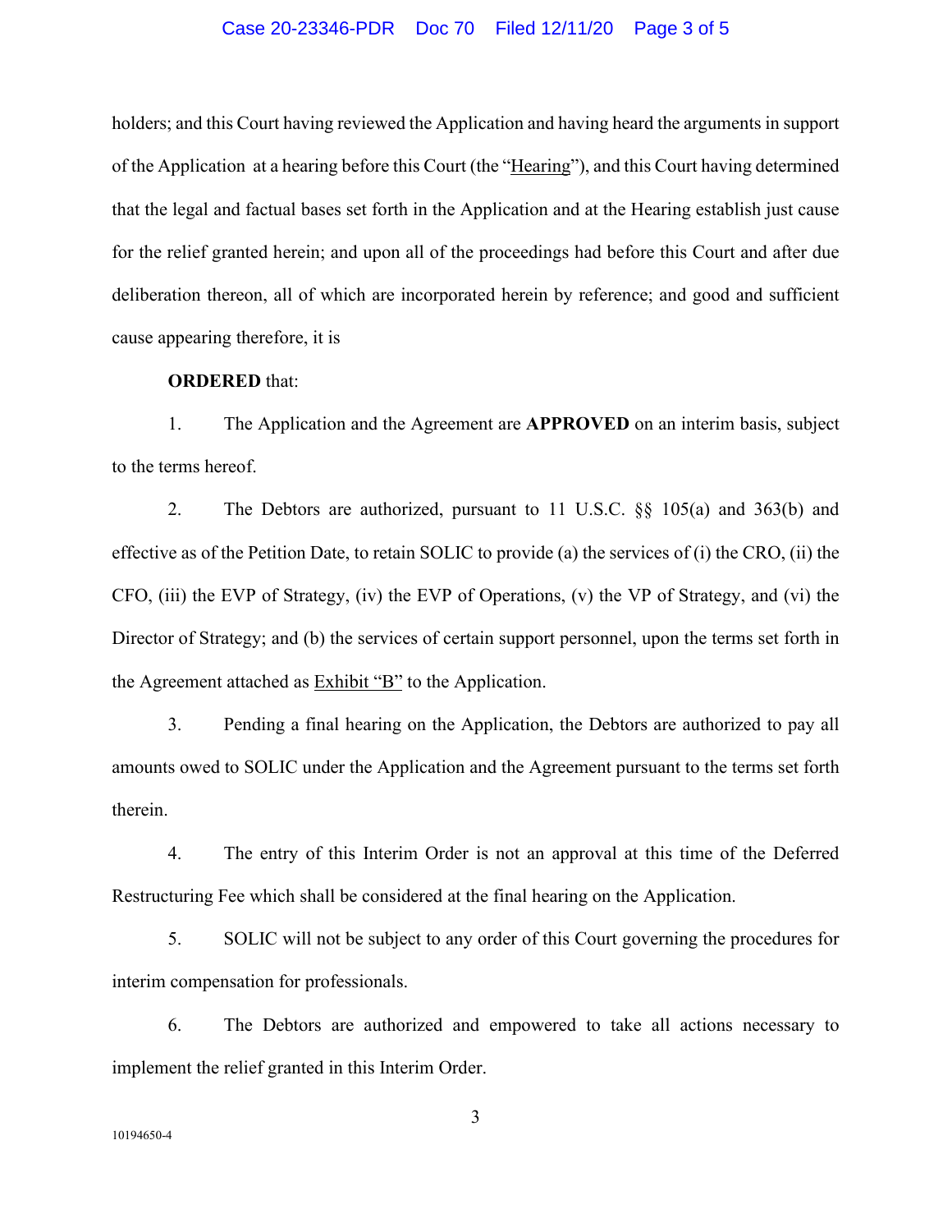holders; and this Court having reviewed the Application and having heard the arguments in support of the Application at a hearing before this Court (the "Hearing"), and this Court having determined that the legal and factual bases set forth in the Application and at the Hearing establish just cause for the relief granted herein; and upon all of the proceedings had before this Court and after due deliberation thereon, all of which are incorporated herein by reference; and good and sufficient cause appearing therefore, it is

**ORDERED** that:

1. The Application and the Agreement are **APPROVED** on an interim basis, subject to the terms hereof.

2. The Debtors are authorized, pursuant to 11 U.S.C. §§ 105(a) and 363(b) and effective as of the Petition Date, to retain SOLIC to provide (a) the services of (i) the CRO, (ii) the CFO, (iii) the EVP of Strategy, (iv) the EVP of Operations, (v) the VP of Strategy, and (vi) the Director of Strategy; and (b) the services of certain support personnel, upon the terms set forth in the Agreement attached as Exhibit "B" to the Application.

3. Pending a final hearing on the Application, the Debtors are authorized to pay all amounts owed to SOLIC under the Application and the Agreement pursuant to the terms set forth therein.

4. The entry of this Interim Order is not an approval at this time of the Deferred Restructuring Fee which shall be considered at the final hearing on the Application.

5. SOLIC will not be subject to any order of this Court governing the procedures for interim compensation for professionals.

6. The Debtors are authorized and empowered to take all actions necessary to implement the relief granted in this Interim Order.

10194650-4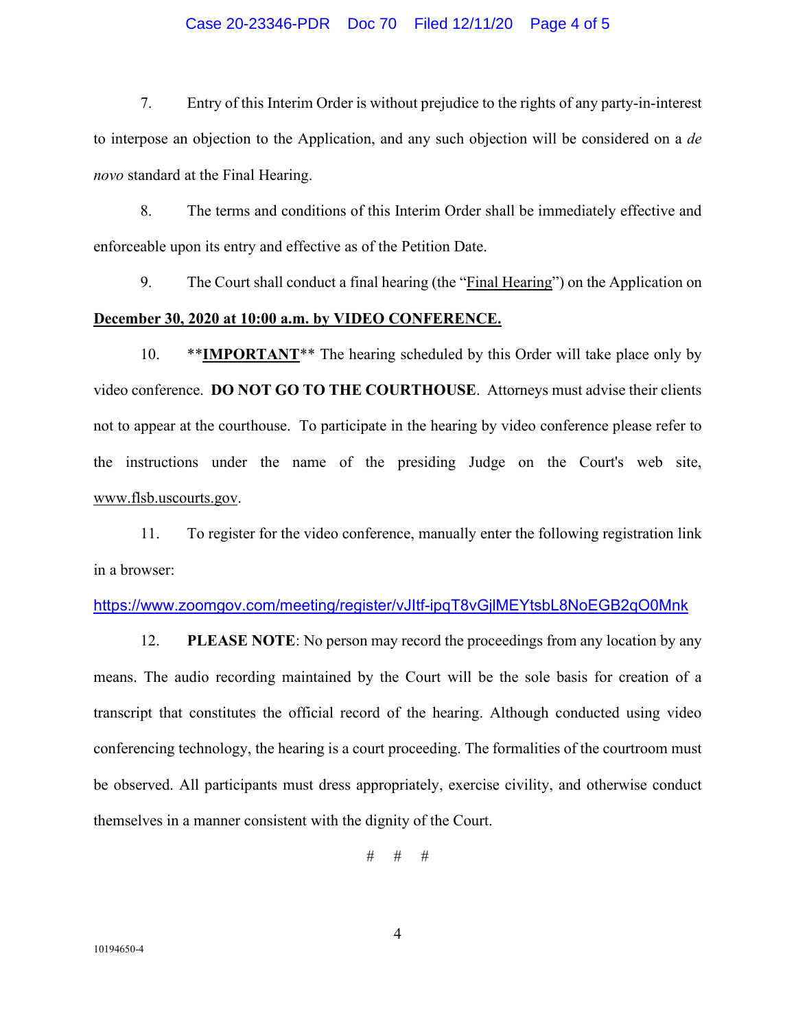7. Entry of this Interim Order is without prejudice to the rights of any party-in-interest to interpose an objection to the Application, and any such objection will be considered on a *de novo* standard at the Final Hearing.

8. The terms and conditions of this Interim Order shall be immediately effective and enforceable upon its entry and effective as of the Petition Date.

9. The Court shall conduct a final hearing (the "Final Hearing") on the Application on **December 30, 2020 at 10:00 a.m. by VIDEO CONFERENCE.**

10. ****IMPORTANT**** The hearing scheduled by this Order will take place only by video conference. **DO NOT GO TO THE COURTHOUSE**. Attorneys must advise their clients not to appear at the courthouse. To participate in the hearing by video conference please refer to the instructions under the name of the presiding Judge on the Court's web site, www.flsb.uscourts.gov.

11. To register for the video conference, manually enter the following registration link in a browser:

https://www.zoomgov.com/meeting/register/vJItf-ipqT8vGjlMEYtsbL8NoEGB2qO0Mnk

12. **PLEASE NOTE**: No person may record the proceedings from any location by any means. The audio recording maintained by the Court will be the sole basis for creation of a transcript that constitutes the official record of the hearing. Although conducted using video conferencing technology, the hearing is a court proceeding. The formalities of the courtroom must be observed. All participants must dress appropriately, exercise civility, and otherwise conduct themselves in a manner consistent with the dignity of the Court.

# # #

10194650-4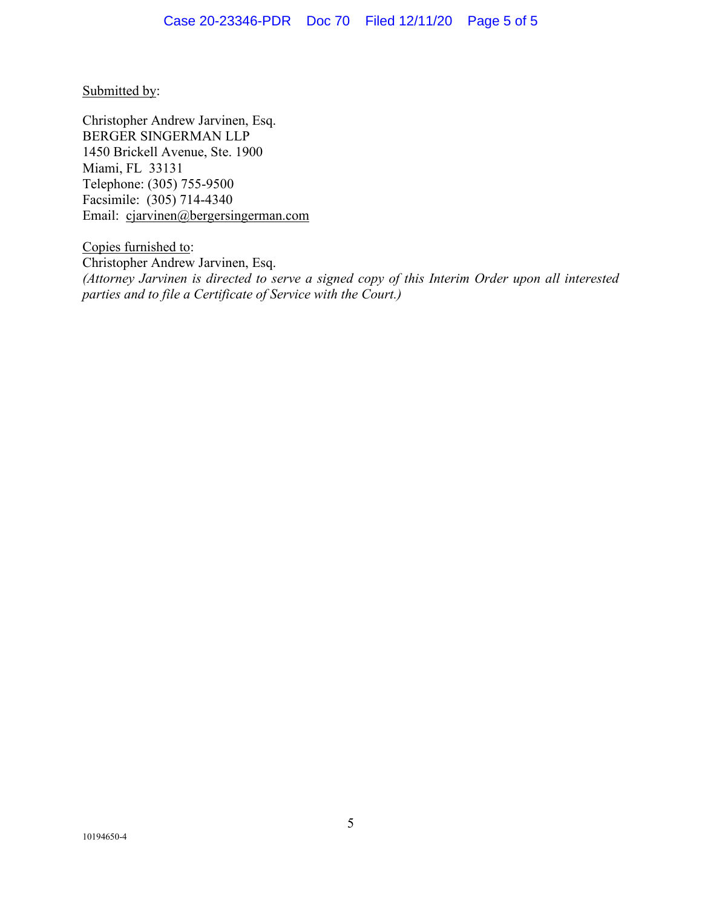<u>Submitted by</u>:

Christopher Andrew Jarvinen, Esq.
BERGER SINGERMAN LLP
1450 Brickell Avenue, Ste. 1900
Miami, FL 33131
Telephone: (305) 755-9500
Facsimile: (305) 714-4340
Email: cjarvinen@bergersingerman.com

<u>Copies furnished to</u>:
Christopher Andrew Jarvinen, Esq.
*(Attorney Jarvinen is directed to serve a signed copy of this Interim Order upon all interested parties and to file a Certificate of Service with the Court.)*

10194650-4